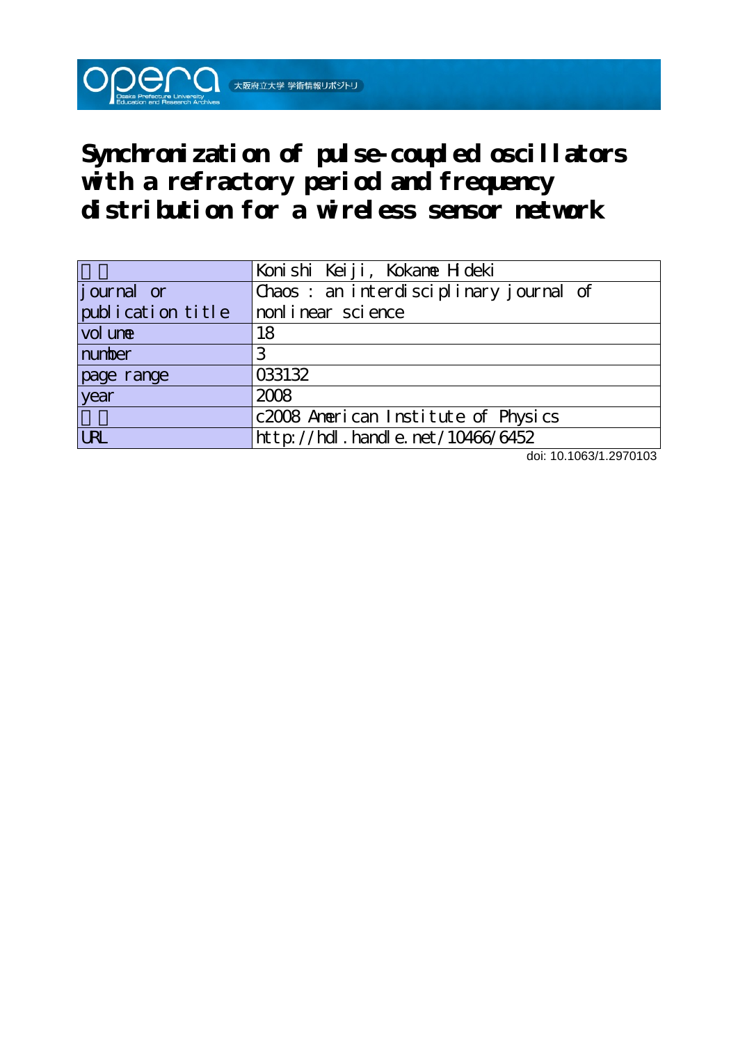# Synchronization of pulse-coupled oscillators with a refractory period and frequency distribution for a wireless sensor network

| | |
|---|---|
| | Konishi Keiji, Kokame Hideki |
| journal or publication title | Chaos : an interdisciplinary journal of nonlinear science |
| volume | 18 |
| number | 3 |
| page range | 033132 |
| year | 2008 |
| | c2008 American Institute of Physics |
| URL | http://hdl.handle.net/10466/6452 |

doi: 10.1063/1.2970103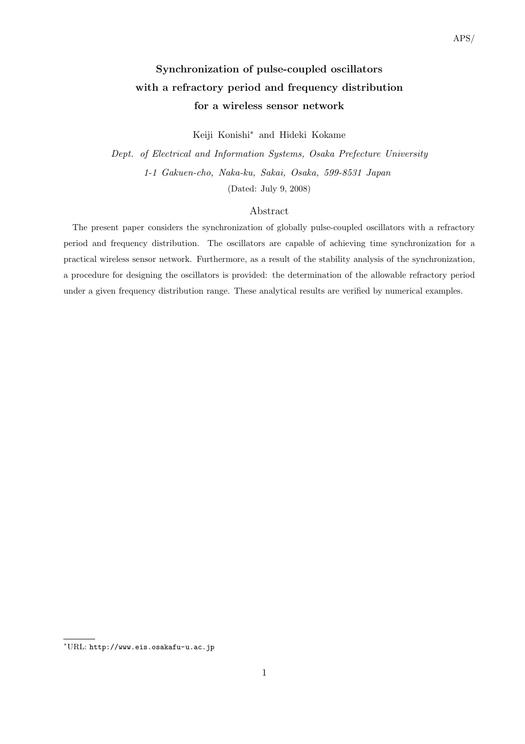# Synchronization of pulse-coupled oscillators with a refractory period and frequency distribution for a wireless sensor network

Keiji Konishi* and Hideki Kokame

*Dept. of Electrical and Information Systems, Osaka Prefecture University*

*1-1 Gakuen-cho, Naka-ku, Sakai, Osaka, 599-8531 Japan*

(Dated: July 9, 2008)

## Abstract

The present paper considers the synchronization of globally pulse-coupled oscillators with a refractory period and frequency distribution. The oscillators are capable of achieving time synchronization for a practical wireless sensor network. Furthermore, as a result of the stability analysis of the synchronization, a procedure for designing the oscillators is provided: the determination of the allowable refractory period under a given frequency distribution range. These analytical results are verified by numerical examples.

---

*URL: `http://www.eis.osakafu-u.ac.jp`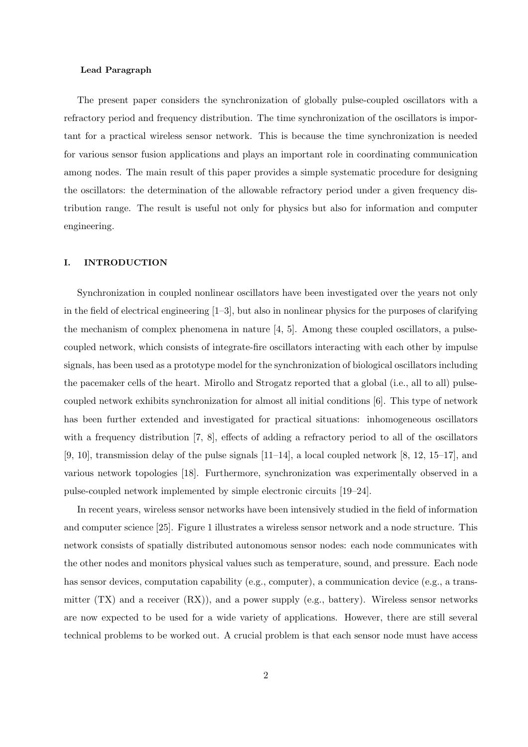**Lead Paragraph**

The present paper considers the synchronization of globally pulse-coupled oscillators with a refractory period and frequency distribution. The time synchronization of the oscillators is important for a practical wireless sensor network. This is because the time synchronization is needed for various sensor fusion applications and plays an important role in coordinating communication among nodes. The main result of this paper provides a simple systematic procedure for designing the oscillators: the determination of the allowable refractory period under a given frequency distribution range. The result is useful not only for physics but also for information and computer engineering.

## I. INTRODUCTION

Synchronization in coupled nonlinear oscillators have been investigated over the years not only in the field of electrical engineering [1–3], but also in nonlinear physics for the purposes of clarifying the mechanism of complex phenomena in nature [4, 5]. Among these coupled oscillators, a pulse-coupled network, which consists of integrate-fire oscillators interacting with each other by impulse signals, has been used as a prototype model for the synchronization of biological oscillators including the pacemaker cells of the heart. Mirollo and Strogatz reported that a global (i.e., all to all) pulse-coupled network exhibits synchronization for almost all initial conditions [6]. This type of network has been further extended and investigated for practical situations: inhomogeneous oscillators with a frequency distribution [7, 8], effects of adding a refractory period to all of the oscillators [9, 10], transmission delay of the pulse signals [11–14], a local coupled network [8, 12, 15–17], and various network topologies [18]. Furthermore, synchronization was experimentally observed in a pulse-coupled network implemented by simple electronic circuits [19–24].

In recent years, wireless sensor networks have been intensively studied in the field of information and computer science [25]. Figure 1 illustrates a wireless sensor network and a node structure. This network consists of spatially distributed autonomous sensor nodes: each node communicates with the other nodes and monitors physical values such as temperature, sound, and pressure. Each node has sensor devices, computation capability (e.g., computer), a communication device (e.g., a transmitter (TX) and a receiver (RX)), and a power supply (e.g., battery). Wireless sensor networks are now expected to be used for a wide variety of applications. However, there are still several technical problems to be worked out. A crucial problem is that each sensor node must have access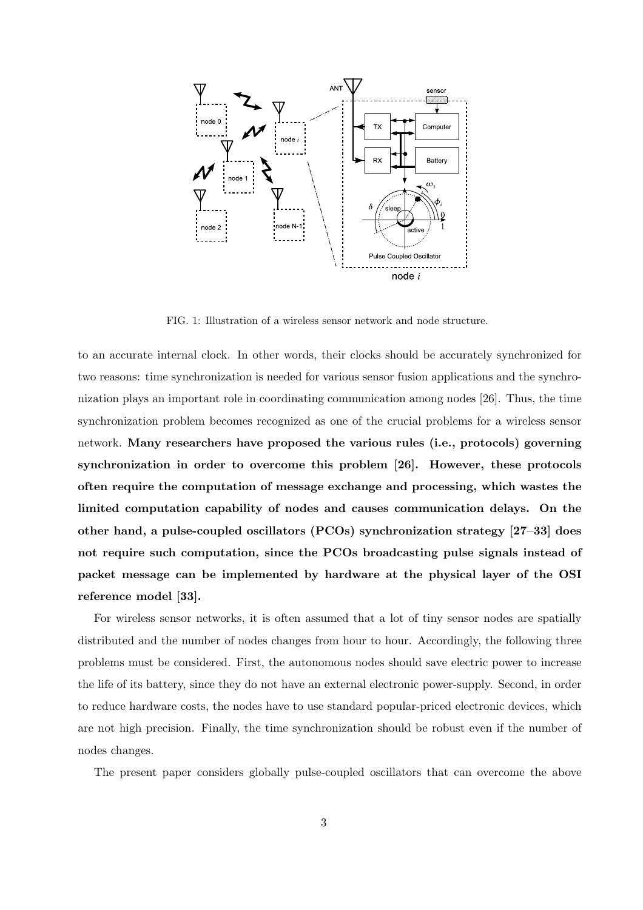FIG. 1: Illustration of a wireless sensor network and node structure.

to an accurate internal clock. In other words, their clocks should be accurately synchronized for two reasons: time synchronization is needed for various sensor fusion applications and the synchronization plays an important role in coordinating communication among nodes [26]. Thus, the time synchronization problem becomes recognized as one of the crucial problems for a wireless sensor network. **Many researchers have proposed the various rules (i.e., protocols) governing synchronization in order to overcome this problem [26]. However, these protocols often require the computation of message exchange and processing, which wastes the limited computation capability of nodes and causes communication delays. On the other hand, a pulse-coupled oscillators (PCOs) synchronization strategy [27–33] does not require such computation, since the PCOs broadcasting pulse signals instead of packet message can be implemented by hardware at the physical layer of the OSI reference model [33].**

For wireless sensor networks, it is often assumed that a lot of tiny sensor nodes are spatially distributed and the number of nodes changes from hour to hour. Accordingly, the following three problems must be considered. First, the autonomous nodes should save electric power to increase the life of its battery, since they do not have an external electronic power-supply. Second, in order to reduce hardware costs, the nodes have to use standard popular-priced electronic devices, which are not high precision. Finally, the time synchronization should be robust even if the number of nodes changes.

The present paper considers globally pulse-coupled oscillators that can overcome the above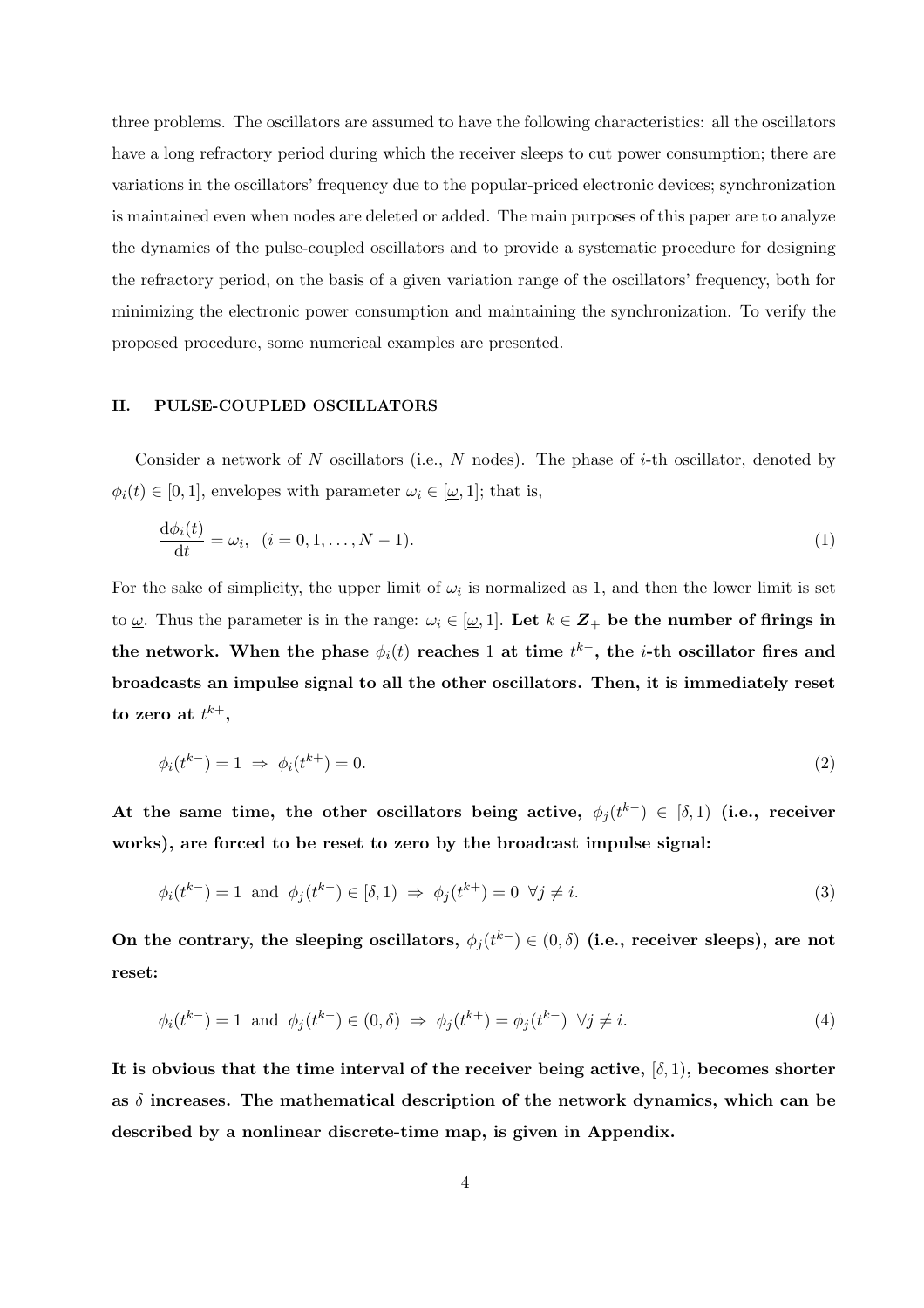three problems. The oscillators are assumed to have the following characteristics: all the oscillators have a long refractory period during which the receiver sleeps to cut power consumption; there are variations in the oscillators' frequency due to the popular-priced electronic devices; synchronization is maintained even when nodes are deleted or added. The main purposes of this paper are to analyze the dynamics of the pulse-coupled oscillators and to provide a systematic procedure for designing the refractory period, on the basis of a given variation range of the oscillators' frequency, both for minimizing the electronic power consumption and maintaining the synchronization. To verify the proposed procedure, some numerical examples are presented.

## II. PULSE-COUPLED OSCILLATORS

Consider a network of $N$ oscillators (i.e., $N$ nodes). The phase of $i$-th oscillator, denoted by $\phi_i(t) \in [0, 1]$, envelopes with parameter $\omega_i \in [\underline{\omega}, 1]$; that is,

$$\frac{\mathrm{d}\phi_i(t)}{\mathrm{d}t} = \omega_i, \quad (i = 0, 1, \ldots, N-1). \tag{1}$$

For the sake of simplicity, the upper limit of $\omega_i$ is normalized as 1, and then the lower limit is set to $\underline{\omega}$. Thus the parameter is in the range: $\omega_i \in [\underline{\omega}, 1]$. **Let $k \in \boldsymbol{Z}_+$ be the number of firings in the network. When the phase $\phi_i(t)$ reaches 1 at time $t^{k-}$, the $i$-th oscillator fires and broadcasts an impulse signal to all the other oscillators. Then, it is immediately reset to zero at $t^{k+}$,**

$$\phi_i(t^{k-}) = 1 \;\Rightarrow\; \phi_i(t^{k+}) = 0. \tag{2}$$

**At the same time, the other oscillators being active, $\phi_j(t^{k-}) \in [\delta, 1)$ (i.e., receiver works), are forced to be reset to zero by the broadcast impulse signal:**

$$\phi_i(t^{k-}) = 1 \;\text{ and }\; \phi_j(t^{k-}) \in [\delta, 1) \;\Rightarrow\; \phi_j(t^{k+}) = 0 \;\; \forall j \neq i. \tag{3}$$

**On the contrary, the sleeping oscillators, $\phi_j(t^{k-}) \in (0, \delta)$ (i.e., receiver sleeps), are not reset:**

$$\phi_i(t^{k-}) = 1 \;\text{ and }\; \phi_j(t^{k-}) \in (0, \delta) \;\Rightarrow\; \phi_j(t^{k+}) = \phi_j(t^{k-}) \;\; \forall j \neq i. \tag{4}$$

**It is obvious that the time interval of the receiver being active, $[\delta, 1)$, becomes shorter as $\delta$ increases. The mathematical description of the network dynamics, which can be described by a nonlinear discrete-time map, is given in Appendix.**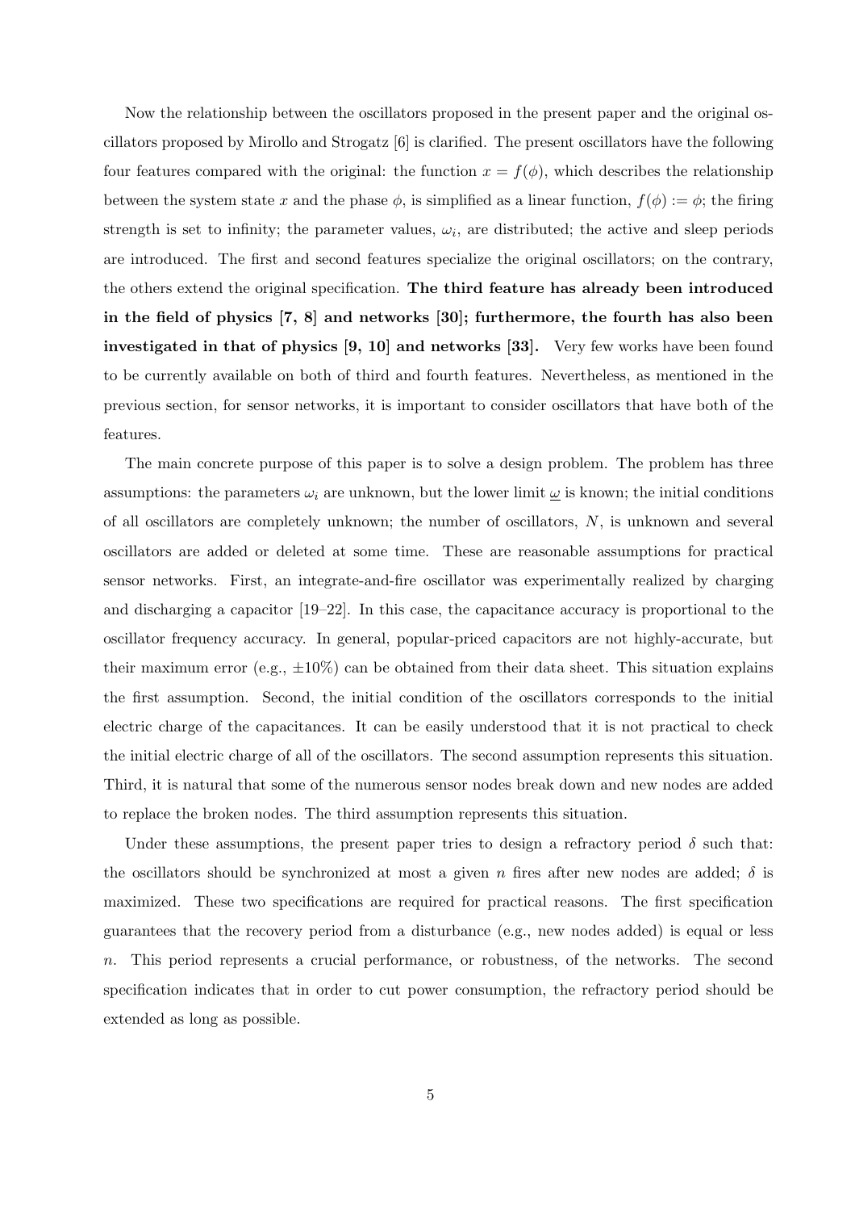Now the relationship between the oscillators proposed in the present paper and the original oscillators proposed by Mirollo and Strogatz [6] is clarified. The present oscillators have the following four features compared with the original: the function $x = f(\phi)$, which describes the relationship between the system state $x$ and the phase $\phi$, is simplified as a linear function, $f(\phi) := \phi$; the firing strength is set to infinity; the parameter values, $\omega_i$, are distributed; the active and sleep periods are introduced. The first and second features specialize the original oscillators; on the contrary, the others extend the original specification. **The third feature has already been introduced in the field of physics [7, 8] and networks [30]; furthermore, the fourth has also been investigated in that of physics [9, 10] and networks [33].** Very few works have been found to be currently available on both of third and fourth features. Nevertheless, as mentioned in the previous section, for sensor networks, it is important to consider oscillators that have both of the features.

The main concrete purpose of this paper is to solve a design problem. The problem has three assumptions: the parameters $\omega_i$ are unknown, but the lower limit $\underline{\omega}$ is known; the initial conditions of all oscillators are completely unknown; the number of oscillators, $N$, is unknown and several oscillators are added or deleted at some time. These are reasonable assumptions for practical sensor networks. First, an integrate-and-fire oscillator was experimentally realized by charging and discharging a capacitor [19–22]. In this case, the capacitance accuracy is proportional to the oscillator frequency accuracy. In general, popular-priced capacitors are not highly-accurate, but their maximum error (e.g., $\pm 10\%$) can be obtained from their data sheet. This situation explains the first assumption. Second, the initial condition of the oscillators corresponds to the initial electric charge of the capacitances. It can be easily understood that it is not practical to check the initial electric charge of all of the oscillators. The second assumption represents this situation. Third, it is natural that some of the numerous sensor nodes break down and new nodes are added to replace the broken nodes. The third assumption represents this situation.

Under these assumptions, the present paper tries to design a refractory period $\delta$ such that: the oscillators should be synchronized at most a given $n$ fires after new nodes are added; $\delta$ is maximized. These two specifications are required for practical reasons. The first specification guarantees that the recovery period from a disturbance (e.g., new nodes added) is equal or less $n$. This period represents a crucial performance, or robustness, of the networks. The second specification indicates that in order to cut power consumption, the refractory period should be extended as long as possible.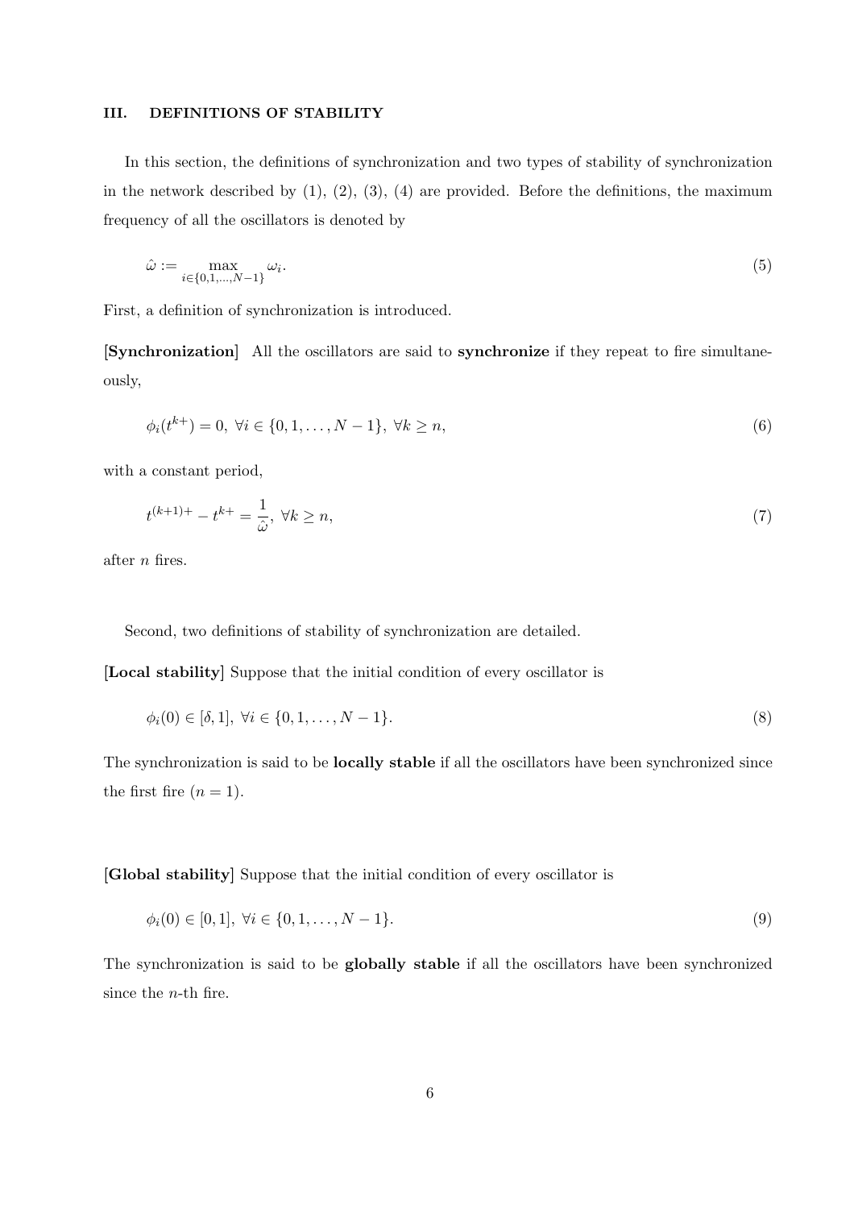### III. DEFINITIONS OF STABILITY

In this section, the definitions of synchronization and two types of stability of synchronization in the network described by (1), (2), (3), (4) are provided. Before the definitions, the maximum frequency of all the oscillators is denoted by

$$\hat{\omega} := \max_{i \in \{0,1,\ldots,N-1\}} \omega_i. \tag{5}$$

First, a definition of synchronization is introduced.

**[Synchronization]** All the oscillators are said to **synchronize** if they repeat to fire simultaneously,

$$\phi_i(t^{k+}) = 0, \ \forall i \in \{0, 1, \ldots, N-1\}, \ \forall k \geq n, \tag{6}$$

with a constant period,

$$t^{(k+1)+} - t^{k+} = \frac{1}{\hat{\omega}}, \ \forall k \geq n, \tag{7}$$

after $n$ fires.

Second, two definitions of stability of synchronization are detailed.

**[Local stability]** Suppose that the initial condition of every oscillator is

$$\phi_i(0) \in [\delta, 1], \ \forall i \in \{0, 1, \ldots, N-1\}. \tag{8}$$

The synchronization is said to be **locally stable** if all the oscillators have been synchronized since the first fire ($n = 1$).

**[Global stability]** Suppose that the initial condition of every oscillator is

$$\phi_i(0) \in [0, 1], \ \forall i \in \{0, 1, \ldots, N-1\}. \tag{9}$$

The synchronization is said to be **globally stable** if all the oscillators have been synchronized since the $n$-th fire.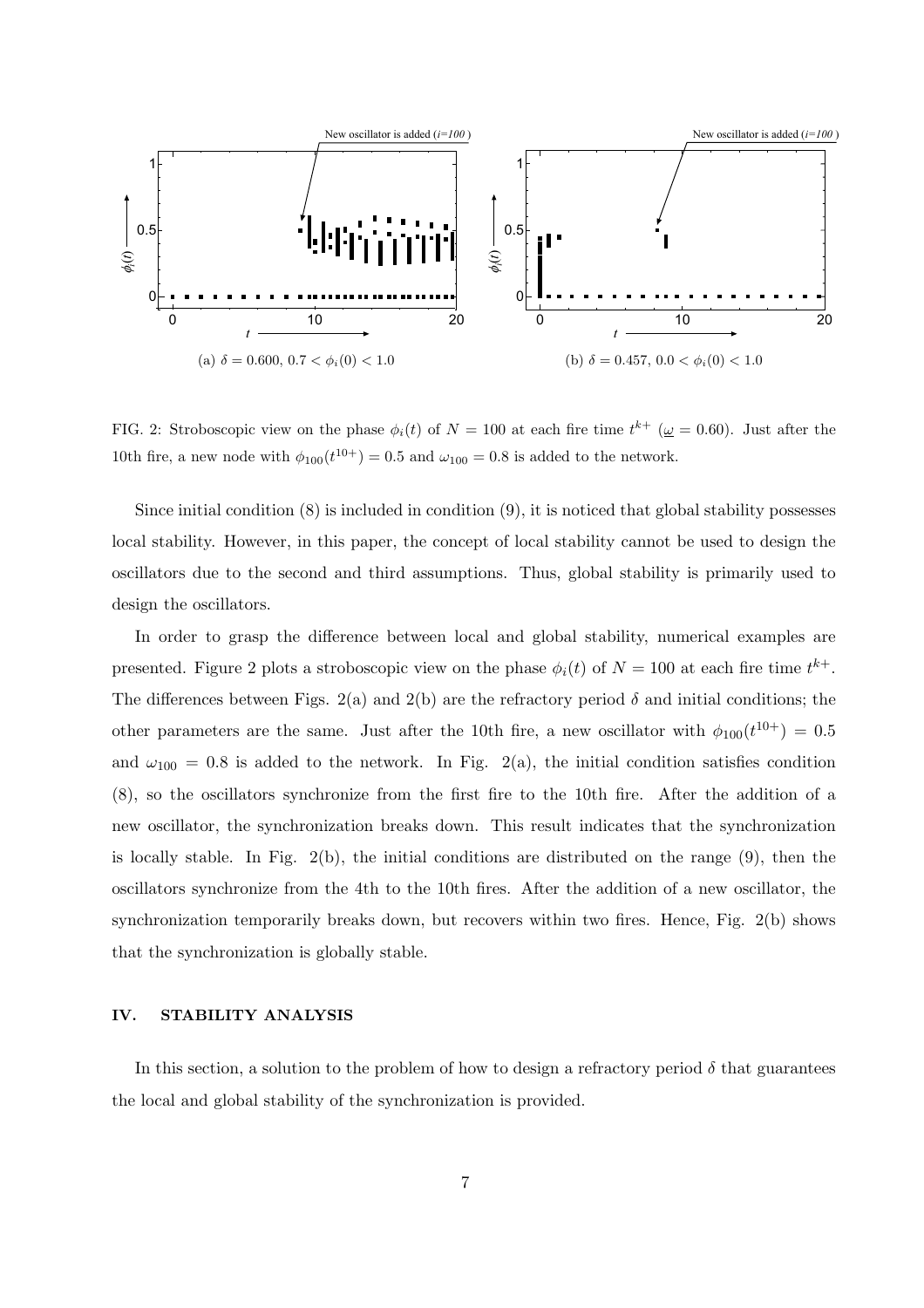(a) $\delta = 0.600$, $0.7 < \phi_i(0) < 1.0$

(b) $\delta = 0.457$, $0.0 < \phi_i(0) < 1.0$

FIG. 2: Stroboscopic view on the phase $\phi_i(t)$ of $N = 100$ at each fire time $t^{k+}$ ($\underline{\omega} = 0.60$). Just after the 10th fire, a new node with $\phi_{100}(t^{10+}) = 0.5$ and $\omega_{100} = 0.8$ is added to the network.

Since initial condition (8) is included in condition (9), it is noticed that global stability possesses local stability. However, in this paper, the concept of local stability cannot be used to design the oscillators due to the second and third assumptions. Thus, global stability is primarily used to design the oscillators.

In order to grasp the difference between local and global stability, numerical examples are presented. Figure 2 plots a stroboscopic view on the phase $\phi_i(t)$ of $N = 100$ at each fire time $t^{k+}$. The differences between Figs. 2(a) and 2(b) are the refractory period $\delta$ and initial conditions; the other parameters are the same. Just after the 10th fire, a new oscillator with $\phi_{100}(t^{10+}) = 0.5$ and $\omega_{100} = 0.8$ is added to the network. In Fig. 2(a), the initial condition satisfies condition (8), so the oscillators synchronize from the first fire to the 10th fire. After the addition of a new oscillator, the synchronization breaks down. This result indicates that the synchronization is locally stable. In Fig. 2(b), the initial conditions are distributed on the range (9), then the oscillators synchronize from the 4th to the 10th fires. After the addition of a new oscillator, the synchronization temporarily breaks down, but recovers within two fires. Hence, Fig. 2(b) shows that the synchronization is globally stable.

## IV. STABILITY ANALYSIS

In this section, a solution to the problem of how to design a refractory period $\delta$ that guarantees the local and global stability of the synchronization is provided.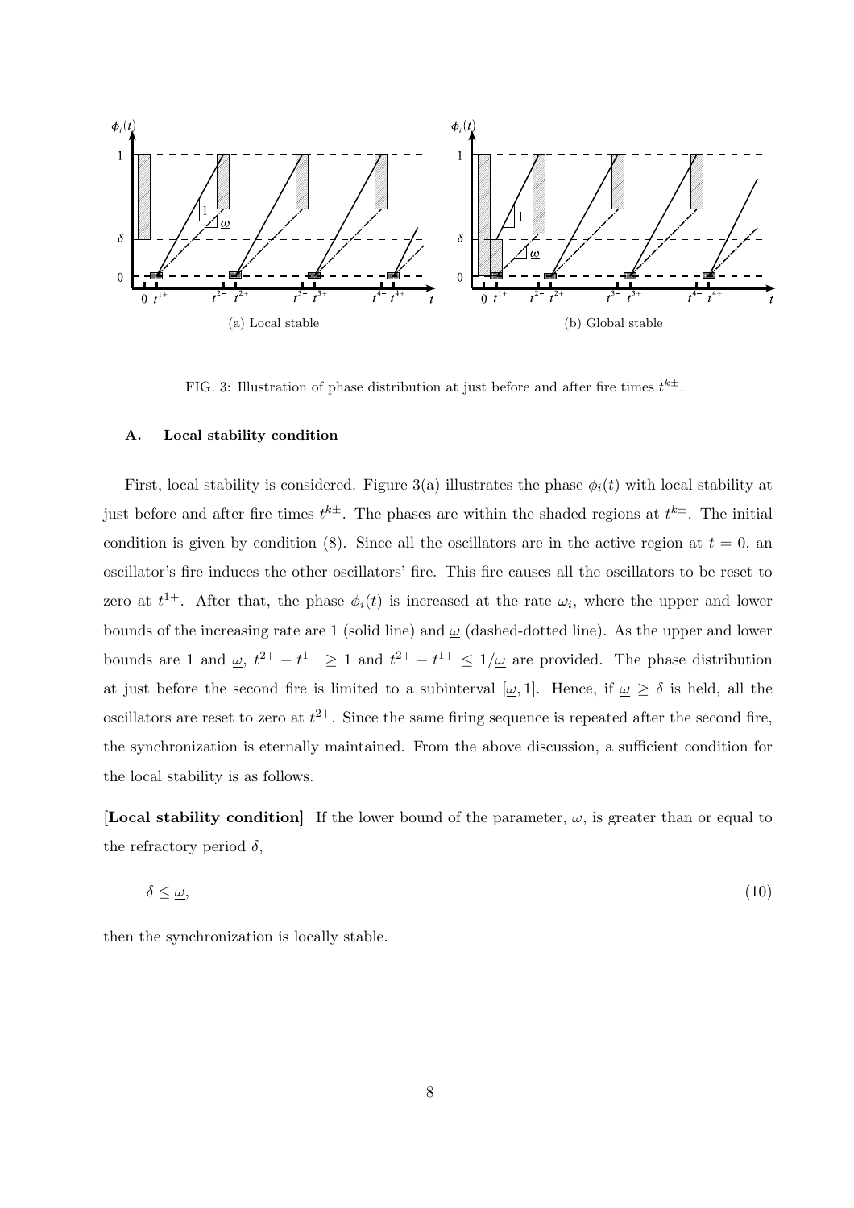FIG. 3: Illustration of phase distribution at just before and after fire times $t^{k\pm}$.

### A. Local stability condition

First, local stability is considered. Figure 3(a) illustrates the phase $\phi_i(t)$ with local stability at just before and after fire times $t^{k\pm}$. The phases are within the shaded regions at $t^{k\pm}$. The initial condition is given by condition (8). Since all the oscillators are in the active region at $t = 0$, an oscillator's fire induces the other oscillators' fire. This fire causes all the oscillators to be reset to zero at $t^{1+}$. After that, the phase $\phi_i(t)$ is increased at the rate $\omega_i$, where the upper and lower bounds of the increasing rate are 1 (solid line) and $\underline{\omega}$ (dashed-dotted line). As the upper and lower bounds are 1 and $\underline{\omega}$, $t^{2+} - t^{1+} \geq 1$ and $t^{2+} - t^{1+} \leq 1/\underline{\omega}$ are provided. The phase distribution at just before the second fire is limited to a subinterval $[\underline{\omega}, 1]$. Hence, if $\underline{\omega} \geq \delta$ is held, all the oscillators are reset to zero at $t^{2+}$. Since the same firing sequence is repeated after the second fire, the synchronization is eternally maintained. From the above discussion, a sufficient condition for the local stability is as follows.

**[Local stability condition]** If the lower bound of the parameter, $\underline{\omega}$, is greater than or equal to the refractory period $\delta$,

$$\delta \leq \underline{\omega}, \tag{10}$$

then the synchronization is locally stable.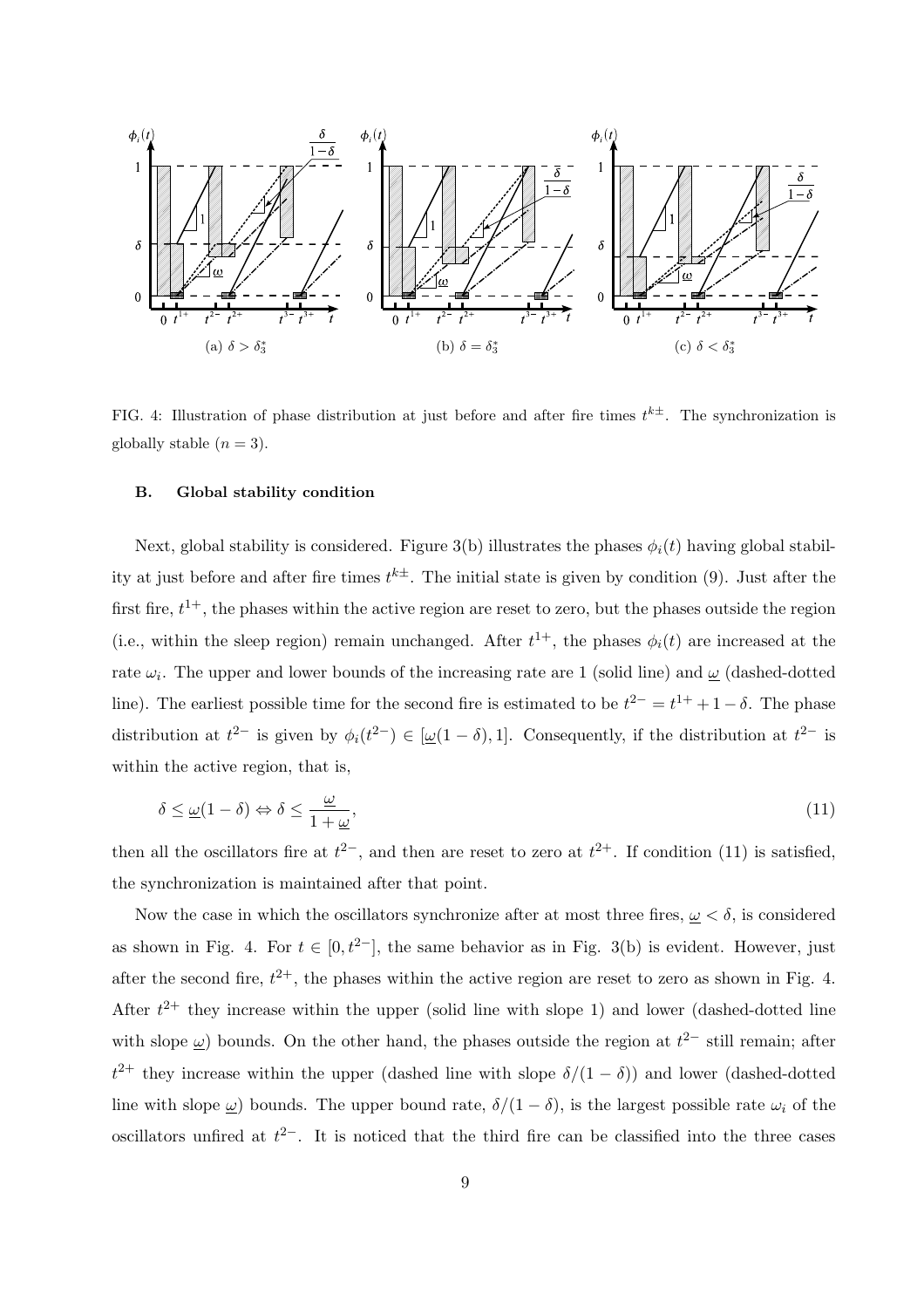FIG. 4: Illustration of phase distribution at just before and after fire times $t^{k\pm}$. The synchronization is globally stable ($n = 3$).

### B. Global stability condition

Next, global stability is considered. Figure 3(b) illustrates the phases $\phi_i(t)$ having global stability at just before and after fire times $t^{k\pm}$. The initial state is given by condition (9). Just after the first fire, $t^{1+}$, the phases within the active region are reset to zero, but the phases outside the region (i.e., within the sleep region) remain unchanged. After $t^{1+}$, the phases $\phi_i(t)$ are increased at the rate $\omega_i$. The upper and lower bounds of the increasing rate are 1 (solid line) and $\underline{\omega}$ (dashed-dotted line). The earliest possible time for the second fire is estimated to be $t^{2-} = t^{1+} + 1 - \delta$. The phase distribution at $t^{2-}$ is given by $\phi_i(t^{2-}) \in [\underline{\omega}(1-\delta), 1]$. Consequently, if the distribution at $t^{2-}$ is within the active region, that is,

$$\delta \leq \underline{\omega}(1-\delta) \Leftrightarrow \delta \leq \frac{\underline{\omega}}{1+\underline{\omega}}, \tag{11}$$

then all the oscillators fire at $t^{2-}$, and then are reset to zero at $t^{2+}$. If condition (11) is satisfied, the synchronization is maintained after that point.

Now the case in which the oscillators synchronize after at most three fires, $\underline{\omega} < \delta$, is considered as shown in Fig. 4. For $t \in [0, t^{2-}]$, the same behavior as in Fig. 3(b) is evident. However, just after the second fire, $t^{2+}$, the phases within the active region are reset to zero as shown in Fig. 4. After $t^{2+}$ they increase within the upper (solid line with slope 1) and lower (dashed-dotted line with slope $\underline{\omega}$) bounds. On the other hand, the phases outside the region at $t^{2-}$ still remain; after $t^{2+}$ they increase within the upper (dashed line with slope $\delta/(1-\delta)$) and lower (dashed-dotted line with slope $\underline{\omega}$) bounds. The upper bound rate, $\delta/(1-\delta)$, is the largest possible rate $\omega_i$ of the oscillators unfired at $t^{2-}$. It is noticed that the third fire can be classified into the three cases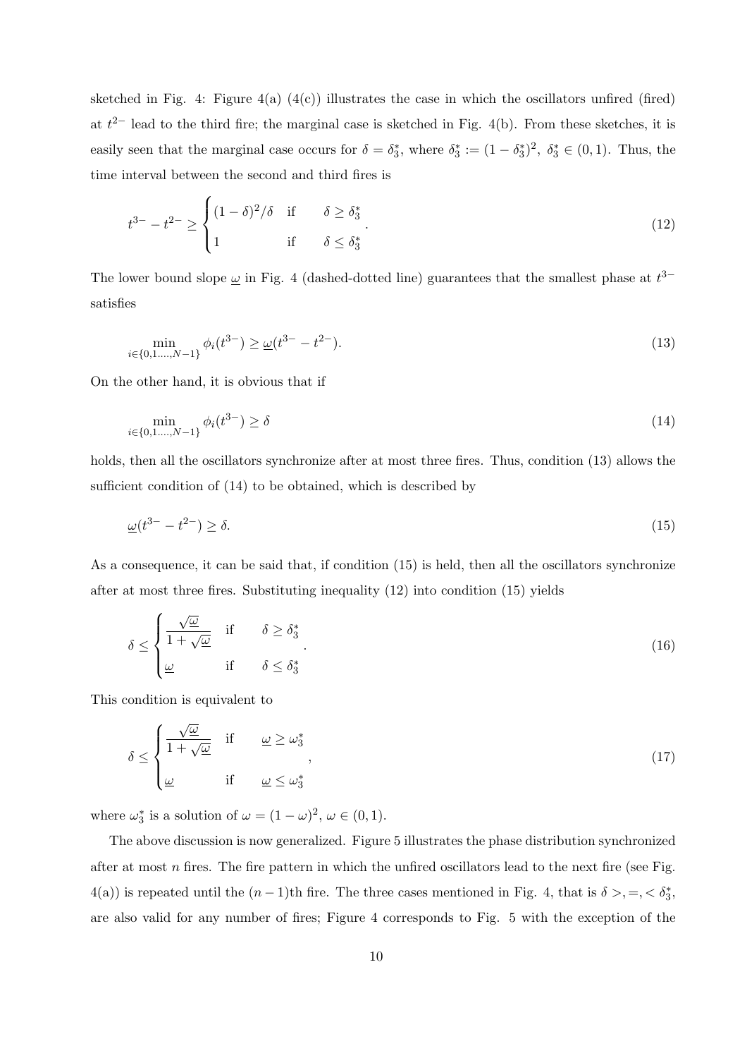sketched in Fig. 4: Figure 4(a) (4(c)) illustrates the case in which the oscillators unfired (fired) at $t^{2-}$ lead to the third fire; the marginal case is sketched in Fig. 4(b). From these sketches, it is easily seen that the marginal case occurs for $\delta = \delta_3^*$, where $\delta_3^* := (1-\delta_3^*)^2$, $\delta_3^* \in (0,1)$. Thus, the time interval between the second and third fires is

$$t^{3-} - t^{2-} \geq \begin{cases} (1-\delta)^2/\delta & \text{if} \quad \delta \geq \delta_3^* \\ 1 & \text{if} \quad \delta \leq \delta_3^* \end{cases}. \tag{12}$$

The lower bound slope $\underline{\omega}$ in Fig. 4 (dashed-dotted line) guarantees that the smallest phase at $t^{3-}$ satisfies

$$\min_{i \in \{0,1,\ldots,N-1\}} \phi_i(t^{3-}) \geq \underline{\omega}(t^{3-} - t^{2-}). \tag{13}$$

On the other hand, it is obvious that if

$$\min_{i \in \{0,1,\ldots,N-1\}} \phi_i(t^{3-}) \geq \delta \tag{14}$$

holds, then all the oscillators synchronize after at most three fires. Thus, condition (13) allows the sufficient condition of (14) to be obtained, which is described by

$$\underline{\omega}(t^{3-} - t^{2-}) \geq \delta. \tag{15}$$

As a consequence, it can be said that, if condition (15) is held, then all the oscillators synchronize after at most three fires. Substituting inequality (12) into condition (15) yields

$$\delta \leq \begin{cases} \dfrac{\sqrt{\underline{\omega}}}{1+\sqrt{\underline{\omega}}} & \text{if} \quad \delta \geq \delta_3^* \\ \underline{\omega} & \text{if} \quad \delta \leq \delta_3^* \end{cases}. \tag{16}$$

This condition is equivalent to

$$\delta \leq \begin{cases} \dfrac{\sqrt{\underline{\omega}}}{1+\sqrt{\underline{\omega}}} & \text{if} \quad \underline{\omega} \geq \omega_3^* \\ \underline{\omega} & \text{if} \quad \underline{\omega} \leq \omega_3^* \end{cases}, \tag{17}$$

where $\omega_3^*$ is a solution of $\omega = (1-\omega)^2$, $\omega \in (0,1)$.

The above discussion is now generalized. Figure 5 illustrates the phase distribution synchronized after at most $n$ fires. The fire pattern in which the unfired oscillators lead to the next fire (see Fig. 4(a)) is repeated until the $(n-1)$th fire. The three cases mentioned in Fig. 4, that is $\delta >, =, < \delta_3^*$, are also valid for any number of fires; Figure 4 corresponds to Fig. 5 with the exception of the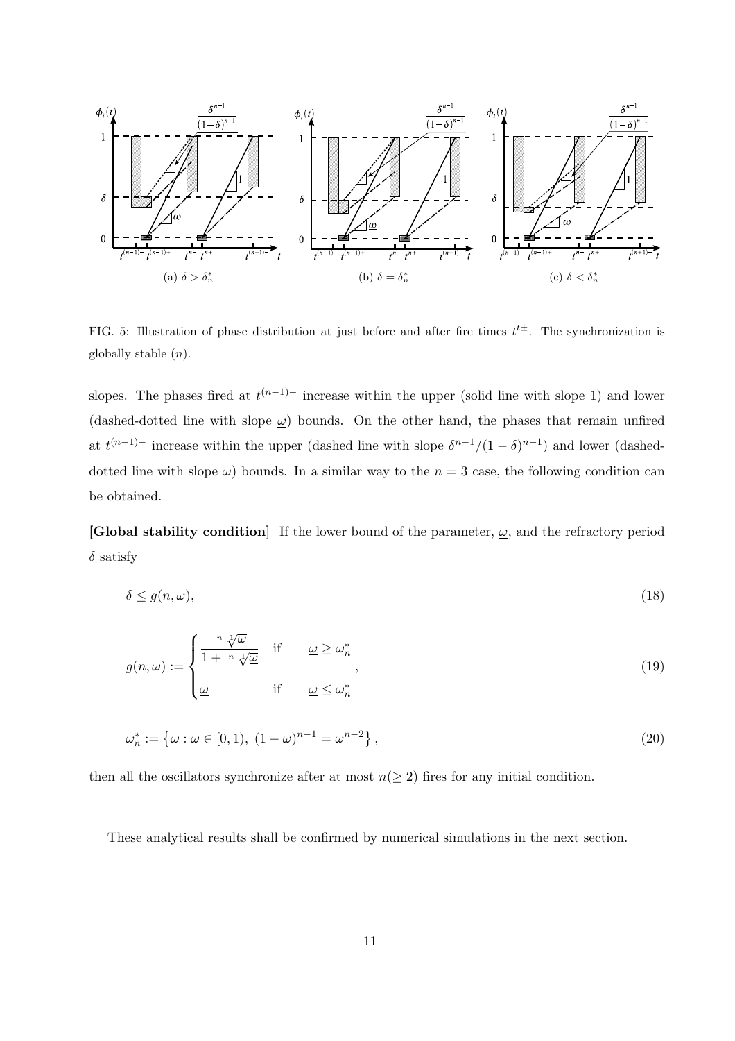FIG. 5: Illustration of phase distribution at just before and after fire times $t^{t\pm}$. The synchronization is globally stable ($n$).

slopes. The phases fired at $t^{(n-1)-}$ increase within the upper (solid line with slope 1) and lower (dashed-dotted line with slope $\underline{\omega}$) bounds. On the other hand, the phases that remain unfired at $t^{(n-1)-}$ increase within the upper (dashed line with slope $\delta^{n-1}/(1-\delta)^{n-1}$) and lower (dashed-dotted line with slope $\underline{\omega}$) bounds. In a similar way to the $n = 3$ case, the following condition can be obtained.

**[Global stability condition]** If the lower bound of the parameter, $\underline{\omega}$, and the refractory period $\delta$ satisfy

$$\delta \leq g(n, \underline{\omega}), \tag{18}$$

$$g(n, \underline{\omega}) := \begin{cases} \dfrac{\sqrt[n-1]{\underline{\omega}}}{1 + \sqrt[n-1]{\underline{\omega}}} & \text{if} \quad \underline{\omega} \geq \omega_n^* \\ \underline{\omega} & \text{if} \quad \underline{\omega} \leq \omega_n^* \end{cases}, \tag{19}$$

$$\omega_n^* := \left\{ \omega : \omega \in [0, 1),\ (1-\omega)^{n-1} = \omega^{n-2} \right\}, \tag{20}$$

then all the oscillators synchronize after at most $n(\geq 2)$ fires for any initial condition.

These analytical results shall be confirmed by numerical simulations in the next section.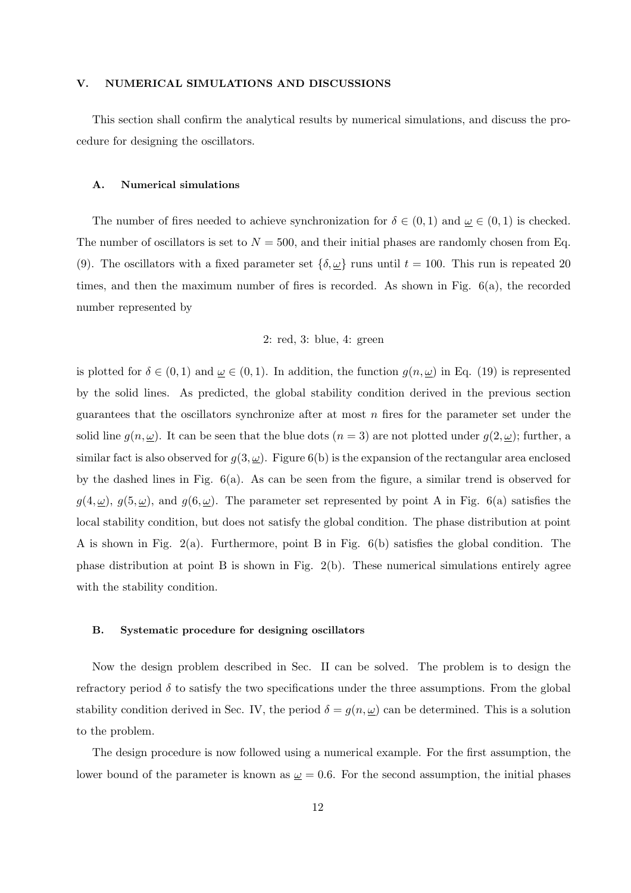## V. NUMERICAL SIMULATIONS AND DISCUSSIONS

This section shall confirm the analytical results by numerical simulations, and discuss the procedure for designing the oscillators.

### A. Numerical simulations

The number of fires needed to achieve synchronization for $\delta \in (0,1)$ and $\underline{\omega} \in (0,1)$ is checked. The number of oscillators is set to $N = 500$, and their initial phases are randomly chosen from Eq. (9). The oscillators with a fixed parameter set $\{\delta, \underline{\omega}\}$ runs until $t = 100$. This run is repeated 20 times, and then the maximum number of fires is recorded. As shown in Fig. 6(a), the recorded number represented by

2: red, 3: blue, 4: green

is plotted for $\delta \in (0,1)$ and $\underline{\omega} \in (0,1)$. In addition, the function $g(n, \underline{\omega})$ in Eq. (19) is represented by the solid lines. As predicted, the global stability condition derived in the previous section guarantees that the oscillators synchronize after at most $n$ fires for the parameter set under the solid line $g(n, \underline{\omega})$. It can be seen that the blue dots ($n = 3$) are not plotted under $g(2, \underline{\omega})$; further, a similar fact is also observed for $g(3, \underline{\omega})$. Figure 6(b) is the expansion of the rectangular area enclosed by the dashed lines in Fig. 6(a). As can be seen from the figure, a similar trend is observed for $g(4, \underline{\omega})$, $g(5, \underline{\omega})$, and $g(6, \underline{\omega})$. The parameter set represented by point A in Fig. 6(a) satisfies the local stability condition, but does not satisfy the global condition. The phase distribution at point A is shown in Fig. 2(a). Furthermore, point B in Fig. 6(b) satisfies the global condition. The phase distribution at point B is shown in Fig. 2(b). These numerical simulations entirely agree with the stability condition.

### B. Systematic procedure for designing oscillators

Now the design problem described in Sec. II can be solved. The problem is to design the refractory period $\delta$ to satisfy the two specifications under the three assumptions. From the global stability condition derived in Sec. IV, the period $\delta = g(n, \underline{\omega})$ can be determined. This is a solution to the problem.

The design procedure is now followed using a numerical example. For the first assumption, the lower bound of the parameter is known as $\underline{\omega} = 0.6$. For the second assumption, the initial phases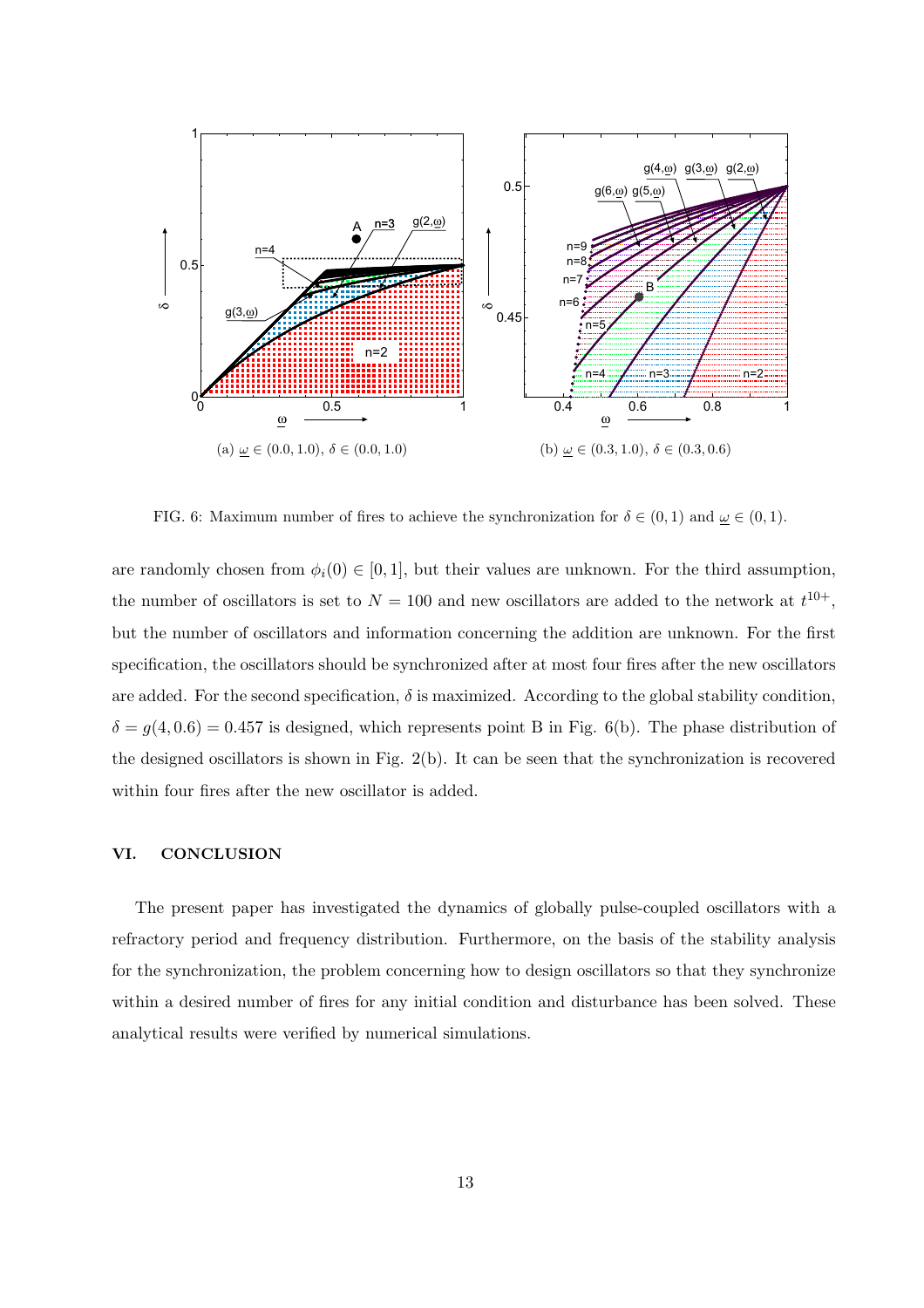(a) $\underline{\omega} \in (0.0, 1.0)$, $\delta \in (0.0, 1.0)$

(b) $\underline{\omega} \in (0.3, 1.0)$, $\delta \in (0.3, 0.6)$

FIG. 6: Maximum number of fires to achieve the synchronization for $\delta \in (0, 1)$ and $\underline{\omega} \in (0, 1)$.

are randomly chosen from $\phi_i(0) \in [0, 1]$, but their values are unknown. For the third assumption, the number of oscillators is set to $N = 100$ and new oscillators are added to the network at $t^{10+}$, but the number of oscillators and information concerning the addition are unknown. For the first specification, the oscillators should be synchronized after at most four fires after the new oscillators are added. For the second specification, $\delta$ is maximized. According to the global stability condition, $\delta = g(4, 0.6) = 0.457$ is designed, which represents point B in Fig. 6(b). The phase distribution of the designed oscillators is shown in Fig. 2(b). It can be seen that the synchronization is recovered within four fires after the new oscillator is added.

## VI. CONCLUSION

The present paper has investigated the dynamics of globally pulse-coupled oscillators with a refractory period and frequency distribution. Furthermore, on the basis of the stability analysis for the synchronization, the problem concerning how to design oscillators so that they synchronize within a desired number of fires for any initial condition and disturbance has been solved. These analytical results were verified by numerical simulations.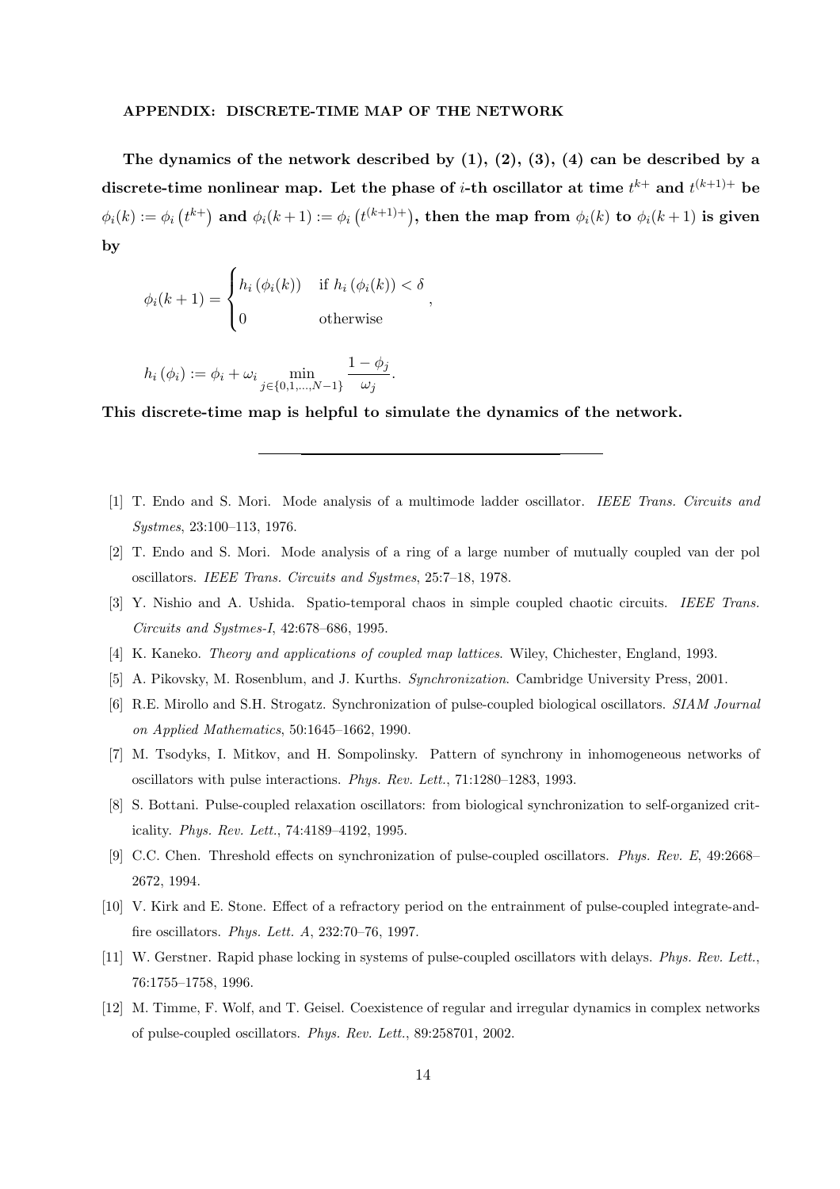## APPENDIX: DISCRETE-TIME MAP OF THE NETWORK

**The dynamics of the network described by (1), (2), (3), (4) can be described by a discrete-time nonlinear map. Let the phase of $i$-th oscillator at time $t^{k+}$ and $t^{(k+1)+}$ be $\phi_i(k) := \phi_i\left(t^{k+}\right)$ and $\phi_i(k+1) := \phi_i\left(t^{(k+1)+}\right)$, then the map from $\phi_i(k)$ to $\phi_i(k+1)$ is given by**

$$\phi_i(k+1) = \begin{cases} h_i\left(\phi_i(k)\right) & \text{if } h_i\left(\phi_i(k)\right) < \delta \\ 0 & \text{otherwise} \end{cases},$$

$$h_i\left(\phi_i\right) := \phi_i + \omega_i \min_{j \in \{0,1,\ldots,N-1\}} \frac{1-\phi_j}{\omega_j}.$$

**This discrete-time map is helpful to simulate the dynamics of the network.**

---

[1] T. Endo and S. Mori. Mode analysis of a multimode ladder oscillator. *IEEE Trans. Circuits and Systmes*, 23:100–113, 1976.

[2] T. Endo and S. Mori. Mode analysis of a ring of a large number of mutually coupled van der pol oscillators. *IEEE Trans. Circuits and Systmes*, 25:7–18, 1978.

[3] Y. Nishio and A. Ushida. Spatio-temporal chaos in simple coupled chaotic circuits. *IEEE Trans. Circuits and Systmes-I*, 42:678–686, 1995.

[4] K. Kaneko. *Theory and applications of coupled map lattices*. Wiley, Chichester, England, 1993.

[5] A. Pikovsky, M. Rosenblum, and J. Kurths. *Synchronization*. Cambridge University Press, 2001.

[6] R.E. Mirollo and S.H. Strogatz. Synchronization of pulse-coupled biological oscillators. *SIAM Journal on Applied Mathematics*, 50:1645–1662, 1990.

[7] M. Tsodyks, I. Mitkov, and H. Sompolinsky. Pattern of synchrony in inhomogeneous networks of oscillators with pulse interactions. *Phys. Rev. Lett.*, 71:1280–1283, 1993.

[8] S. Bottani. Pulse-coupled relaxation oscillators: from biological synchronization to self-organized criticality. *Phys. Rev. Lett.*, 74:4189–4192, 1995.

[9] C.C. Chen. Threshold effects on synchronization of pulse-coupled oscillators. *Phys. Rev. E*, 49:2668–2672, 1994.

[10] V. Kirk and E. Stone. Effect of a refractory period on the entrainment of pulse-coupled integrate-and-fire oscillators. *Phys. Lett. A*, 232:70–76, 1997.

[11] W. Gerstner. Rapid phase locking in systems of pulse-coupled oscillators with delays. *Phys. Rev. Lett.*, 76:1755–1758, 1996.

[12] M. Timme, F. Wolf, and T. Geisel. Coexistence of regular and irregular dynamics in complex networks of pulse-coupled oscillators. *Phys. Rev. Lett.*, 89:258701, 2002.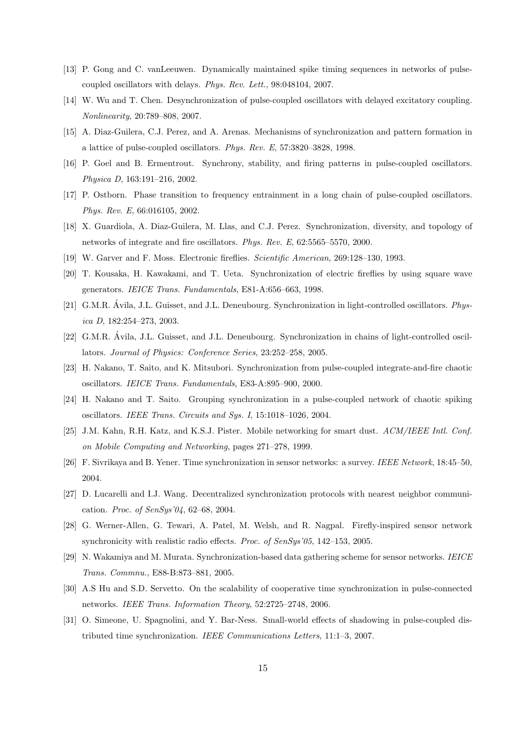[13] P. Gong and C. vanLeeuwen. Dynamically maintained spike timing sequences in networks of pulse-coupled oscillators with delays. *Phys. Rev. Lett.*, 98:048104, 2007.

[14] W. Wu and T. Chen. Desynchronization of pulse-coupled oscillators with delayed excitatory coupling. *Nonlinearity*, 20:789–808, 2007.

[15] A. Diaz-Guilera, C.J. Perez, and A. Arenas. Mechanisms of synchronization and pattern formation in a lattice of pulse-coupled oscillators. *Phys. Rev. E*, 57:3820–3828, 1998.

[16] P. Goel and B. Ermentrout. Synchrony, stability, and firing patterns in pulse-coupled oscillators. *Physica D*, 163:191–216, 2002.

[17] P. Ostborn. Phase transition to frequency entrainment in a long chain of pulse-coupled oscillators. *Phys. Rev. E*, 66:016105, 2002.

[18] X. Guardiola, A. Diaz-Guilera, M. Llas, and C.J. Perez. Synchronization, diversity, and topology of networks of integrate and fire oscillators. *Phys. Rev. E*, 62:5565–5570, 2000.

[19] W. Garver and F. Moss. Electronic fireflies. *Scientific American*, 269:128–130, 1993.

[20] T. Kousaka, H. Kawakami, and T. Ueta. Synchronization of electric fireflies by using square wave generators. *IEICE Trans. Fundamentals*, E81-A:656–663, 1998.

[21] G.M.R. Ávila, J.L. Guisset, and J.L. Deneubourg. Synchronization in light-controlled oscillators. *Physica D*, 182:254–273, 2003.

[22] G.M.R. Ávila, J.L. Guisset, and J.L. Deneubourg. Synchronization in chains of light-controlled oscillators. *Journal of Physics: Conference Series*, 23:252–258, 2005.

[23] H. Nakano, T. Saito, and K. Mitsubori. Synchronization from pulse-coupled integrate-and-fire chaotic oscillators. *IEICE Trans. Fundamentals*, E83-A:895–900, 2000.

[24] H. Nakano and T. Saito. Grouping synchronization in a pulse-coupled network of chaotic spiking oscillators. *IEEE Trans. Circuits and Sys. I*, 15:1018–1026, 2004.

[25] J.M. Kahn, R.H. Katz, and K.S.J. Pister. Mobile networking for smart dust. *ACM/IEEE Intl. Conf. on Mobile Computing and Networking*, pages 271–278, 1999.

[26] F. Sivrikaya and B. Yener. Time synchronization in sensor networks: a survey. *IEEE Network*, 18:45–50, 2004.

[27] D. Lucarelli and I.J. Wang. Decentralized synchronization protocols with nearest neighbor communication. *Proc. of SenSys'04*, 62–68, 2004.

[28] G. Werner-Allen, G. Tewari, A. Patel, M. Welsh, and R. Nagpal. Firefly-inspired sensor network synchronicity with realistic radio effects. *Proc. of SenSys'05*, 142–153, 2005.

[29] N. Wakamiya and M. Murata. Synchronization-based data gathering scheme for sensor networks. *IEICE Trans. Commnu.*, E88-B:873–881, 2005.

[30] A.S Hu and S.D. Servetto. On the scalability of cooperative time synchronization in pulse-connected networks. *IEEE Trans. Information Theory*, 52:2725–2748, 2006.

[31] O. Simeone, U. Spagnolini, and Y. Bar-Ness. Small-world effects of shadowing in pulse-coupled distributed time synchronization. *IEEE Communications Letters*, 11:1–3, 2007.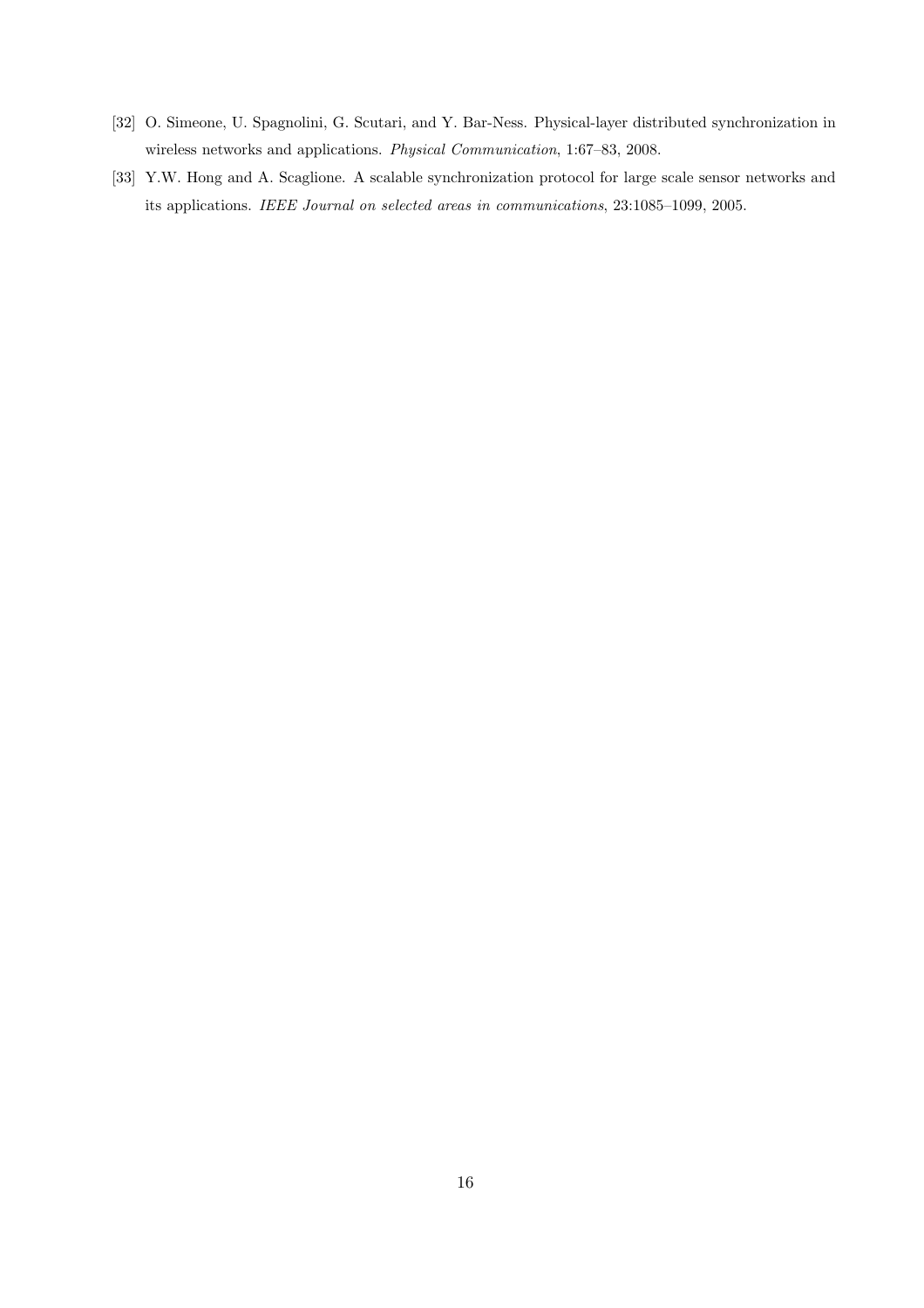[32] O. Simeone, U. Spagnolini, G. Scutari, and Y. Bar-Ness. Physical-layer distributed synchronization in wireless networks and applications. *Physical Communication*, 1:67–83, 2008.

[33] Y.W. Hong and A. Scaglione. A scalable synchronization protocol for large scale sensor networks and its applications. *IEEE Journal on selected areas in communications*, 23:1085–1099, 2005.